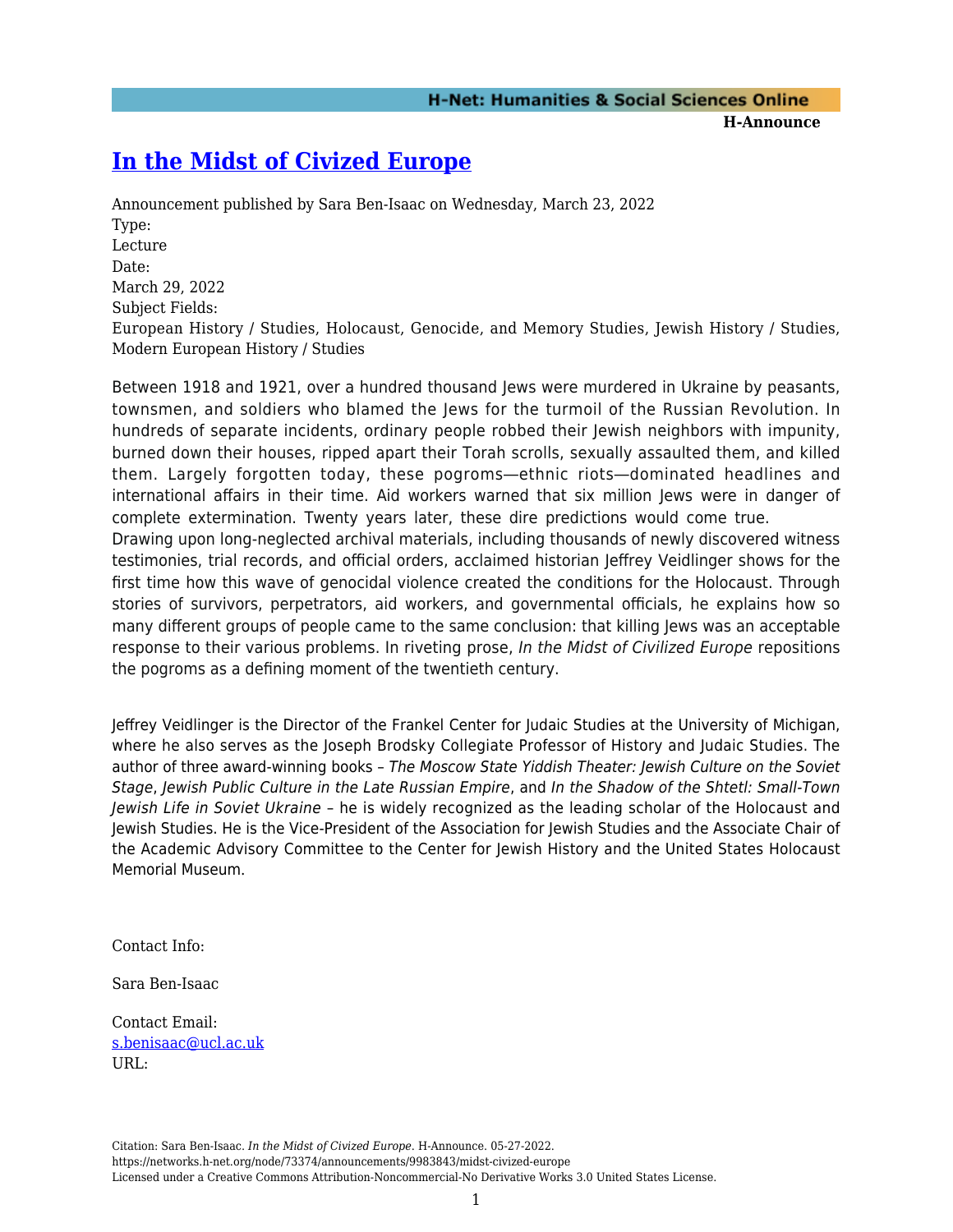# [In the Midst of Civized Europe](https://networks.h-net.org/node/73374/announcements/9983843/midst-civized-europe)

Announcement published by Sara Ben-Isaac on Wednesday, March 23, 2022

Type:
Lecture

Date:
March 29, 2022

Subject Fields:
European History / Studies, Holocaust, Genocide, and Memory Studies, Jewish History / Studies, Modern European History / Studies

Between 1918 and 1921, over a hundred thousand Jews were murdered in Ukraine by peasants, townsmen, and soldiers who blamed the Jews for the turmoil of the Russian Revolution. In hundreds of separate incidents, ordinary people robbed their Jewish neighbors with impunity, burned down their houses, ripped apart their Torah scrolls, sexually assaulted them, and killed them. Largely forgotten today, these pogroms—ethnic riots—dominated headlines and international affairs in their time. Aid workers warned that six million Jews were in danger of complete extermination. Twenty years later, these dire predictions would come true.
Drawing upon long-neglected archival materials, including thousands of newly discovered witness testimonies, trial records, and official orders, acclaimed historian Jeffrey Veidlinger shows for the first time how this wave of genocidal violence created the conditions for the Holocaust. Through stories of survivors, perpetrators, aid workers, and governmental officials, he explains how so many different groups of people came to the same conclusion: that killing Jews was an acceptable response to their various problems. In riveting prose, *In the Midst of Civilized Europe* repositions the pogroms as a defining moment of the twentieth century.

Jeffrey Veidlinger is the Director of the Frankel Center for Judaic Studies at the University of Michigan, where he also serves as the Joseph Brodsky Collegiate Professor of History and Judaic Studies. The author of three award-winning books – *The Moscow State Yiddish Theater: Jewish Culture on the Soviet Stage*, *Jewish Public Culture in the Late Russian Empire*, and *In the Shadow of the Shtetl: Small-Town Jewish Life in Soviet Ukraine* – he is widely recognized as the leading scholar of the Holocaust and Jewish Studies. He is the Vice-President of the Association for Jewish Studies and the Associate Chair of the Academic Advisory Committee to the Center for Jewish History and the United States Holocaust Memorial Museum.

Contact Info:

Sara Ben-Isaac

Contact Email:
[s.benisaac@ucl.ac.uk](mailto:s.benisaac@ucl.ac.uk)
URL:

Citation: Sara Ben-Isaac. *In the Midst of Civized Europe*. H-Announce. 05-27-2022.
https://networks.h-net.org/node/73374/announcements/9983843/midst-civized-europe
Licensed under a Creative Commons Attribution-Noncommercial-No Derivative Works 3.0 United States License.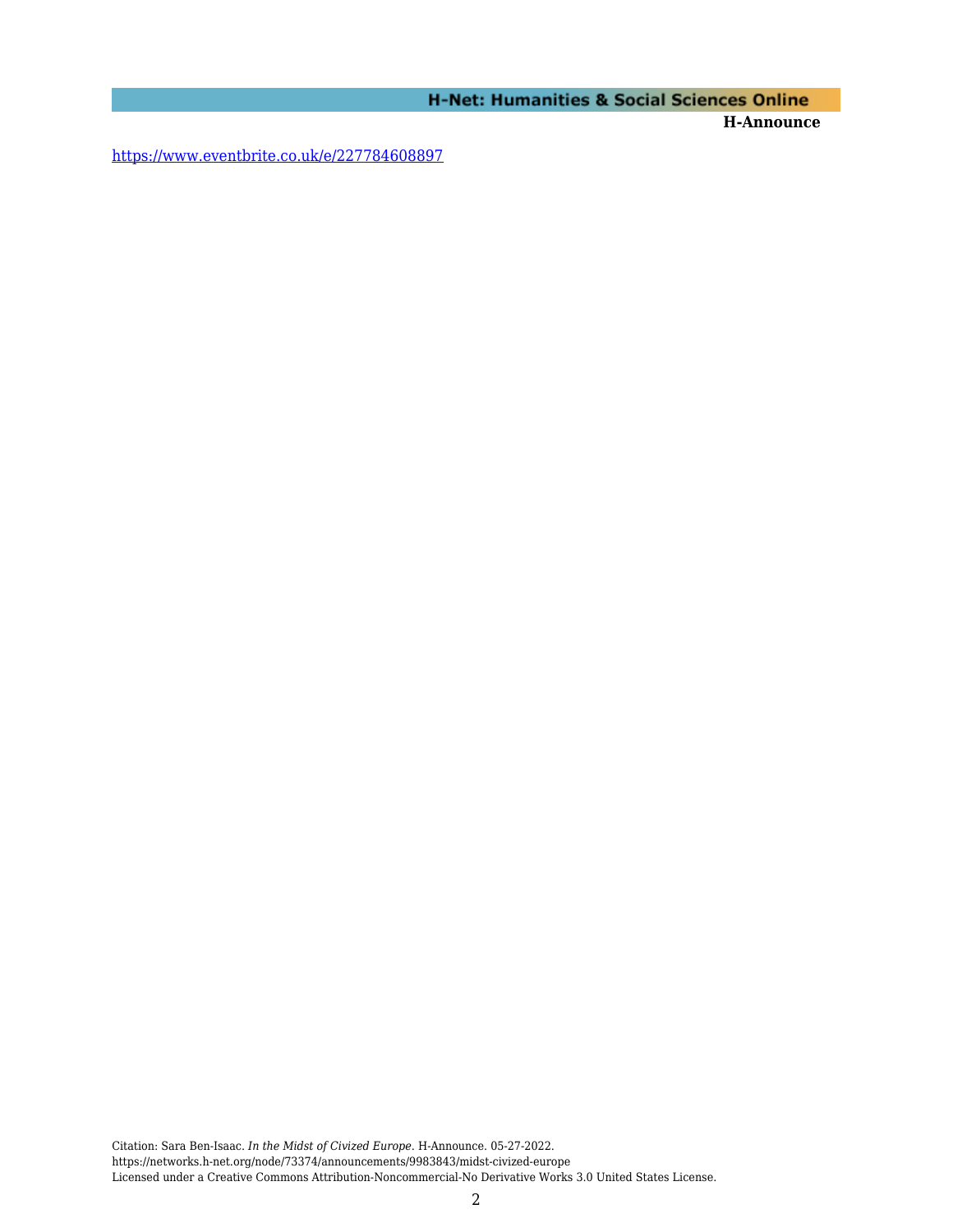https://www.eventbrite.co.uk/e/227784608897